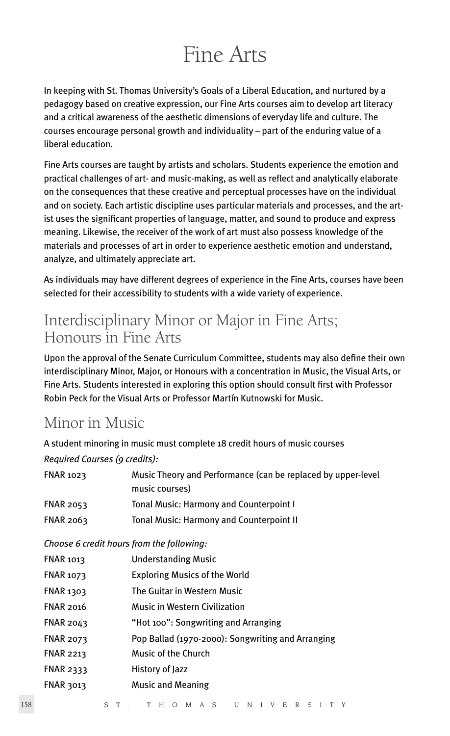# Fine Arts

In keeping with St. Thomas University's Goals of a Liberal Education, and nurtured by a pedagogy based on creative expression, our Fine Arts courses aim to develop art literacy and a critical awareness of the aesthetic dimensions of everyday life and culture. The courses encourage personal growth and individuality – part of the enduring value of a liberal education.

Fine Arts courses are taught by artists and scholars. Students experience the emotion and practical challenges of art- and music-making, as well as reflect and analytically elaborate on the consequences that these creative and perceptual processes have on the individual and on society. Each artistic discipline uses particular materials and processes, and the artist uses the significant properties of language, matter, and sound to produce and express meaning. Likewise, the receiver of the work of art must also possess knowledge of the materials and processes of art in order to experience aesthetic emotion and understand, analyze, and ultimately appreciate art.

As individuals may have different degrees of experience in the Fine Arts, courses have been selected for their accessibility to students with a wide variety of experience.

## Interdisciplinary Minor or Major in Fine Arts; Honours in Fine Arts

Upon the approval of the Senate Curriculum Committee, students may also define their own interdisciplinary Minor, Major, or Honours with a concentration in Music, the Visual Arts, or Fine Arts. Students interested in exploring this option should consult first with Professor Robin Peck for the Visual Arts or Professor Martín Kutnowski for Music.

## Minor in Music

A student minoring in music must complete 18 credit hours of music courses

*Required Courses (9 credits):*

| | |
|---|---|
| FNAR 1023 | Music Theory and Performance (can be replaced by upper-level music courses) |
| FNAR 2053 | Tonal Music: Harmony and Counterpoint I |
| FNAR 2063 | Tonal Music: Harmony and Counterpoint II |

*Choose 6 credit hours from the following:*

| | |
|---|---|
| FNAR 1013 | Understanding Music |
| FNAR 1073 | Exploring Musics of the World |
| FNAR 1303 | The Guitar in Western Music |
| FNAR 2016 | Music in Western Civilization |
| FNAR 2043 | "Hot 100": Songwriting and Arranging |
| FNAR 2073 | Pop Ballad (1970-2000): Songwriting and Arranging |
| FNAR 2213 | Music of the Church |
| FNAR 2333 | History of Jazz |
| FNAR 3013 | Music and Meaning |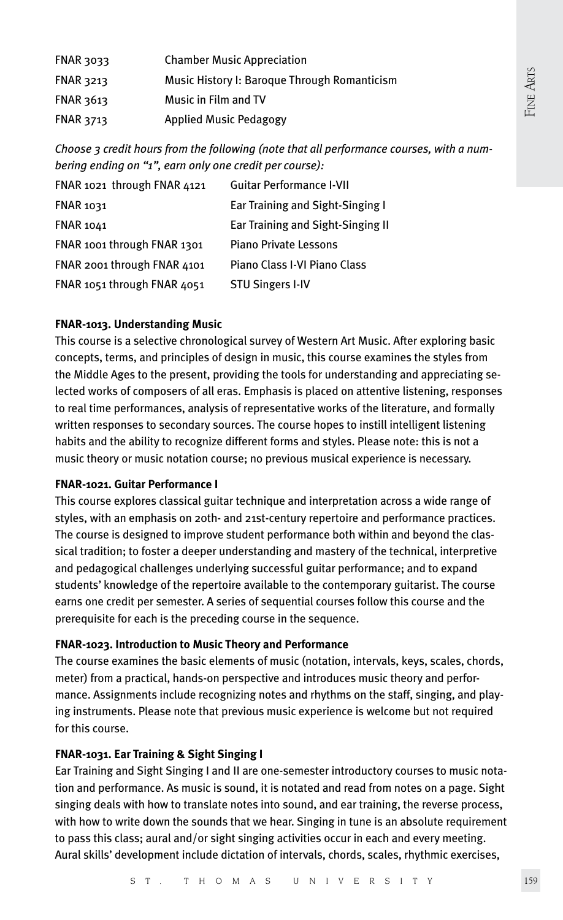| | |
|---|---|
| FNAR 3033 | Chamber Music Appreciation |
| FNAR 3213 | Music History I: Baroque Through Romanticism |
| FNAR 3613 | Music in Film and TV |
| FNAR 3713 | Applied Music Pedagogy |

*Choose 3 credit hours from the following (note that all performance courses, with a numbering ending on "1", earn only one credit per course):*

| | |
|---|---|
| FNAR 1021 through FNAR 4121 | Guitar Performance I-VII |
| FNAR 1031 | Ear Training and Sight-Singing I |
| FNAR 1041 | Ear Training and Sight-Singing II |
| FNAR 1001 through FNAR 1301 | Piano Private Lessons |
| FNAR 2001 through FNAR 4101 | Piano Class I-VI Piano Class |
| FNAR 1051 through FNAR 4051 | STU Singers I-IV |

**FNAR-1013. Understanding Music**

This course is a selective chronological survey of Western Art Music. After exploring basic concepts, terms, and principles of design in music, this course examines the styles from the Middle Ages to the present, providing the tools for understanding and appreciating selected works of composers of all eras. Emphasis is placed on attentive listening, responses to real time performances, analysis of representative works of the literature, and formally written responses to secondary sources. The course hopes to instill intelligent listening habits and the ability to recognize different forms and styles. Please note: this is not a music theory or music notation course; no previous musical experience is necessary.

**FNAR-1021. Guitar Performance I**

This course explores classical guitar technique and interpretation across a wide range of styles, with an emphasis on 20th- and 21st-century repertoire and performance practices. The course is designed to improve student performance both within and beyond the classical tradition; to foster a deeper understanding and mastery of the technical, interpretive and pedagogical challenges underlying successful guitar performance; and to expand students' knowledge of the repertoire available to the contemporary guitarist. The course earns one credit per semester. A series of sequential courses follow this course and the prerequisite for each is the preceding course in the sequence.

**FNAR-1023. Introduction to Music Theory and Performance**

The course examines the basic elements of music (notation, intervals, keys, scales, chords, meter) from a practical, hands-on perspective and introduces music theory and performance. Assignments include recognizing notes and rhythms on the staff, singing, and playing instruments. Please note that previous music experience is welcome but not required for this course.

**FNAR-1031. Ear Training & Sight Singing I**

Ear Training and Sight Singing I and II are one-semester introductory courses to music notation and performance. As music is sound, it is notated and read from notes on a page. Sight singing deals with how to translate notes into sound, and ear training, the reverse process, with how to write down the sounds that we hear. Singing in tune is an absolute requirement to pass this class; aural and/or sight singing activities occur in each and every meeting. Aural skills' development include dictation of intervals, chords, scales, rhythmic exercises,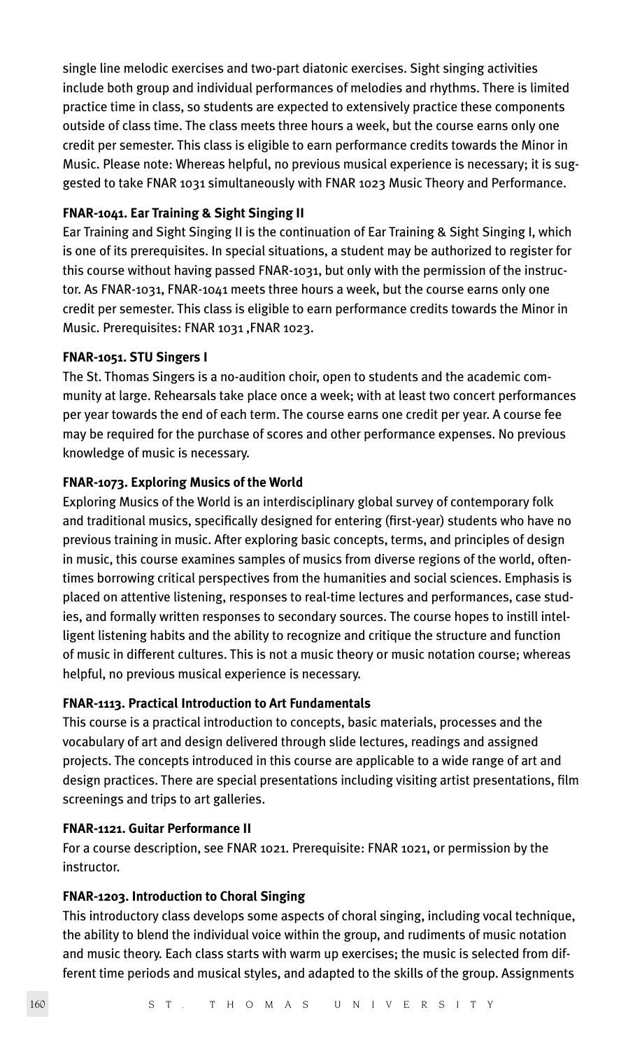single line melodic exercises and two-part diatonic exercises. Sight singing activities include both group and individual performances of melodies and rhythms. There is limited practice time in class, so students are expected to extensively practice these components outside of class time. The class meets three hours a week, but the course earns only one credit per semester. This class is eligible to earn performance credits towards the Minor in Music. Please note: Whereas helpful, no previous musical experience is necessary; it is suggested to take FNAR 1031 simultaneously with FNAR 1023 Music Theory and Performance.

**FNAR-1041. Ear Training & Sight Singing II**

Ear Training and Sight Singing II is the continuation of Ear Training & Sight Singing I, which is one of its prerequisites. In special situations, a student may be authorized to register for this course without having passed FNAR-1031, but only with the permission of the instructor. As FNAR-1031, FNAR-1041 meets three hours a week, but the course earns only one credit per semester. This class is eligible to earn performance credits towards the Minor in Music. Prerequisites: FNAR 1031 ,FNAR 1023.

**FNAR-1051. STU Singers I**

The St. Thomas Singers is a no-audition choir, open to students and the academic community at large. Rehearsals take place once a week; with at least two concert performances per year towards the end of each term. The course earns one credit per year. A course fee may be required for the purchase of scores and other performance expenses. No previous knowledge of music is necessary.

**FNAR-1073. Exploring Musics of the World**

Exploring Musics of the World is an interdisciplinary global survey of contemporary folk and traditional musics, specifically designed for entering (first-year) students who have no previous training in music. After exploring basic concepts, terms, and principles of design in music, this course examines samples of musics from diverse regions of the world, oftentimes borrowing critical perspectives from the humanities and social sciences. Emphasis is placed on attentive listening, responses to real-time lectures and performances, case studies, and formally written responses to secondary sources. The course hopes to instill intelligent listening habits and the ability to recognize and critique the structure and function of music in different cultures. This is not a music theory or music notation course; whereas helpful, no previous musical experience is necessary.

**FNAR-1113. Practical Introduction to Art Fundamentals**

This course is a practical introduction to concepts, basic materials, processes and the vocabulary of art and design delivered through slide lectures, readings and assigned projects. The concepts introduced in this course are applicable to a wide range of art and design practices. There are special presentations including visiting artist presentations, film screenings and trips to art galleries.

**FNAR-1121. Guitar Performance II**

For a course description, see FNAR 1021. Prerequisite: FNAR 1021, or permission by the instructor.

**FNAR-1203. Introduction to Choral Singing**

This introductory class develops some aspects of choral singing, including vocal technique, the ability to blend the individual voice within the group, and rudiments of music notation and music theory. Each class starts with warm up exercises; the music is selected from different time periods and musical styles, and adapted to the skills of the group. Assignments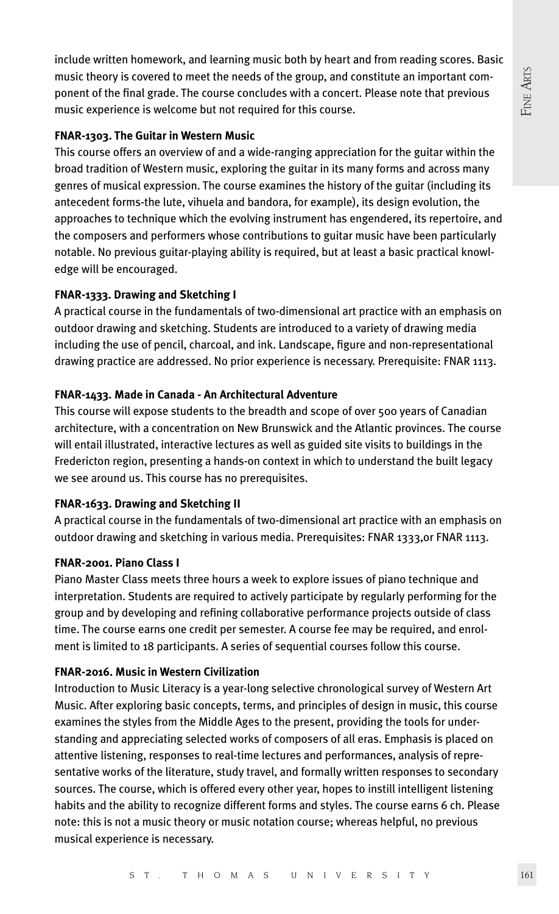include written homework, and learning music both by heart and from reading scores. Basic music theory is covered to meet the needs of the group, and constitute an important component of the final grade. The course concludes with a concert. Please note that previous music experience is welcome but not required for this course.

**FNAR-1303. The Guitar in Western Music**

This course offers an overview of and a wide-ranging appreciation for the guitar within the broad tradition of Western music, exploring the guitar in its many forms and across many genres of musical expression. The course examines the history of the guitar (including its antecedent forms-the lute, vihuela and bandora, for example), its design evolution, the approaches to technique which the evolving instrument has engendered, its repertoire, and the composers and performers whose contributions to guitar music have been particularly notable. No previous guitar-playing ability is required, but at least a basic practical knowledge will be encouraged.

**FNAR-1333. Drawing and Sketching I**

A practical course in the fundamentals of two-dimensional art practice with an emphasis on outdoor drawing and sketching. Students are introduced to a variety of drawing media including the use of pencil, charcoal, and ink. Landscape, figure and non-representational drawing practice are addressed. No prior experience is necessary. Prerequisite: FNAR 1113.

**FNAR-1433. Made in Canada - An Architectural Adventure**

This course will expose students to the breadth and scope of over 500 years of Canadian architecture, with a concentration on New Brunswick and the Atlantic provinces. The course will entail illustrated, interactive lectures as well as guided site visits to buildings in the Fredericton region, presenting a hands-on context in which to understand the built legacy we see around us. This course has no prerequisites.

**FNAR-1633. Drawing and Sketching II**

A practical course in the fundamentals of two-dimensional art practice with an emphasis on outdoor drawing and sketching in various media. Prerequisites: FNAR 1333,or FNAR 1113.

**FNAR-2001. Piano Class I**

Piano Master Class meets three hours a week to explore issues of piano technique and interpretation. Students are required to actively participate by regularly performing for the group and by developing and refining collaborative performance projects outside of class time. The course earns one credit per semester. A course fee may be required, and enrolment is limited to 18 participants. A series of sequential courses follow this course.

**FNAR-2016. Music in Western Civilization**

Introduction to Music Literacy is a year-long selective chronological survey of Western Art Music. After exploring basic concepts, terms, and principles of design in music, this course examines the styles from the Middle Ages to the present, providing the tools for understanding and appreciating selected works of composers of all eras. Emphasis is placed on attentive listening, responses to real-time lectures and performances, analysis of representative works of the literature, study travel, and formally written responses to secondary sources. The course, which is offered every other year, hopes to instill intelligent listening habits and the ability to recognize different forms and styles. The course earns 6 ch. Please note: this is not a music theory or music notation course; whereas helpful, no previous musical experience is necessary.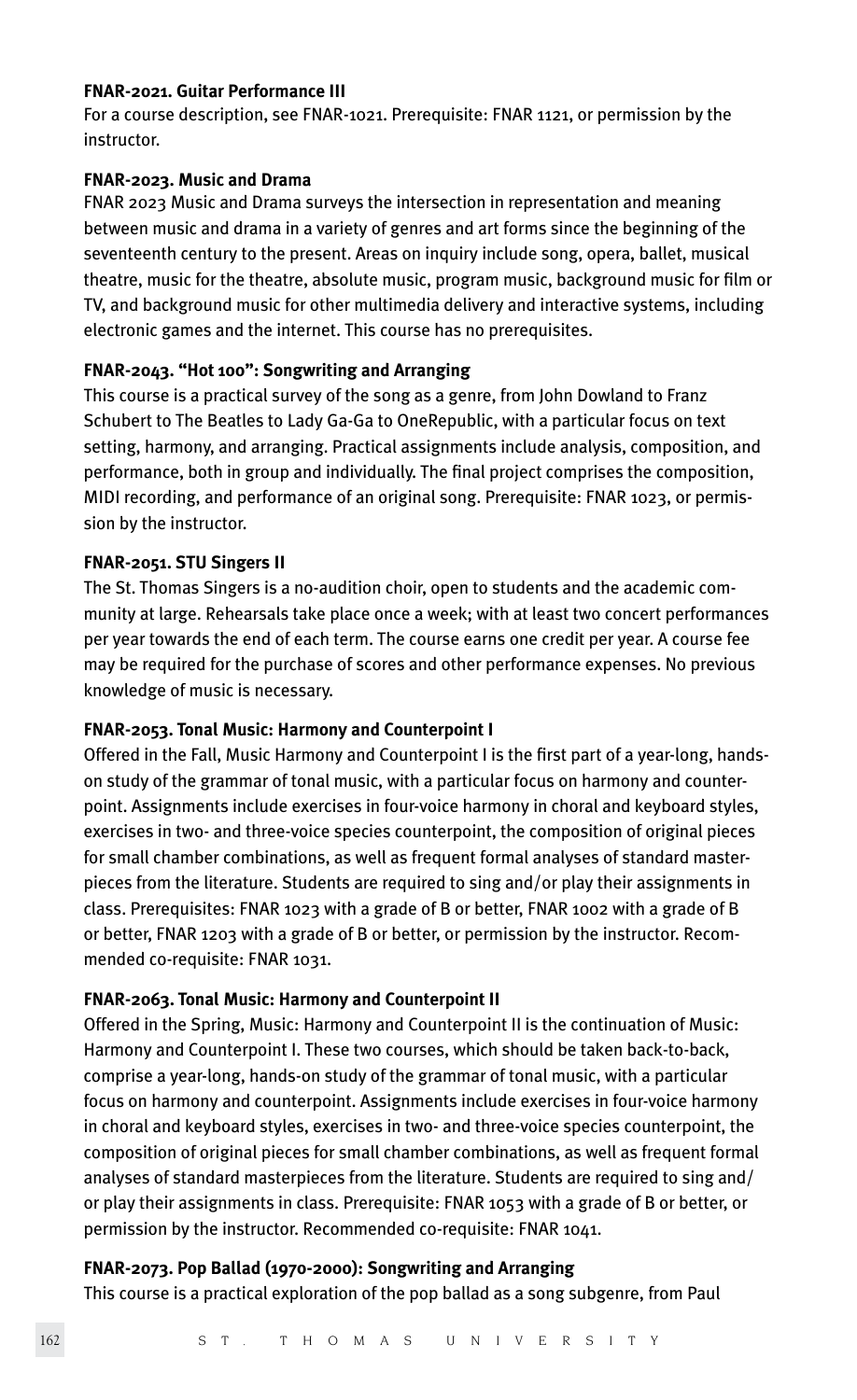**FNAR-2021. Guitar Performance III**

For a course description, see FNAR-1021. Prerequisite: FNAR 1121, or permission by the instructor.

**FNAR-2023. Music and Drama**

FNAR 2023 Music and Drama surveys the intersection in representation and meaning between music and drama in a variety of genres and art forms since the beginning of the seventeenth century to the present. Areas on inquiry include song, opera, ballet, musical theatre, music for the theatre, absolute music, program music, background music for film or TV, and background music for other multimedia delivery and interactive systems, including electronic games and the internet. This course has no prerequisites.

**FNAR-2043. "Hot 100": Songwriting and Arranging**

This course is a practical survey of the song as a genre, from John Dowland to Franz Schubert to The Beatles to Lady Ga-Ga to OneRepublic, with a particular focus on text setting, harmony, and arranging. Practical assignments include analysis, composition, and performance, both in group and individually. The final project comprises the composition, MIDI recording, and performance of an original song. Prerequisite: FNAR 1023, or permission by the instructor.

**FNAR-2051. STU Singers II**

The St. Thomas Singers is a no-audition choir, open to students and the academic community at large. Rehearsals take place once a week; with at least two concert performances per year towards the end of each term. The course earns one credit per year. A course fee may be required for the purchase of scores and other performance expenses. No previous knowledge of music is necessary.

**FNAR-2053. Tonal Music: Harmony and Counterpoint I**

Offered in the Fall, Music Harmony and Counterpoint I is the first part of a year-long, hands-on study of the grammar of tonal music, with a particular focus on harmony and counterpoint. Assignments include exercises in four-voice harmony in choral and keyboard styles, exercises in two- and three-voice species counterpoint, the composition of original pieces for small chamber combinations, as well as frequent formal analyses of standard masterpieces from the literature. Students are required to sing and/or play their assignments in class. Prerequisites: FNAR 1023 with a grade of B or better, FNAR 1002 with a grade of B or better, FNAR 1203 with a grade of B or better, or permission by the instructor. Recommended co-requisite: FNAR 1031.

**FNAR-2063. Tonal Music: Harmony and Counterpoint II**

Offered in the Spring, Music: Harmony and Counterpoint II is the continuation of Music: Harmony and Counterpoint I. These two courses, which should be taken back-to-back, comprise a year-long, hands-on study of the grammar of tonal music, with a particular focus on harmony and counterpoint. Assignments include exercises in four-voice harmony in choral and keyboard styles, exercises in two- and three-voice species counterpoint, the composition of original pieces for small chamber combinations, as well as frequent formal analyses of standard masterpieces from the literature. Students are required to sing and/or play their assignments in class. Prerequisite: FNAR 1053 with a grade of B or better, or permission by the instructor. Recommended co-requisite: FNAR 1041.

**FNAR-2073. Pop Ballad (1970-2000): Songwriting and Arranging**

This course is a practical exploration of the pop ballad as a song subgenre, from Paul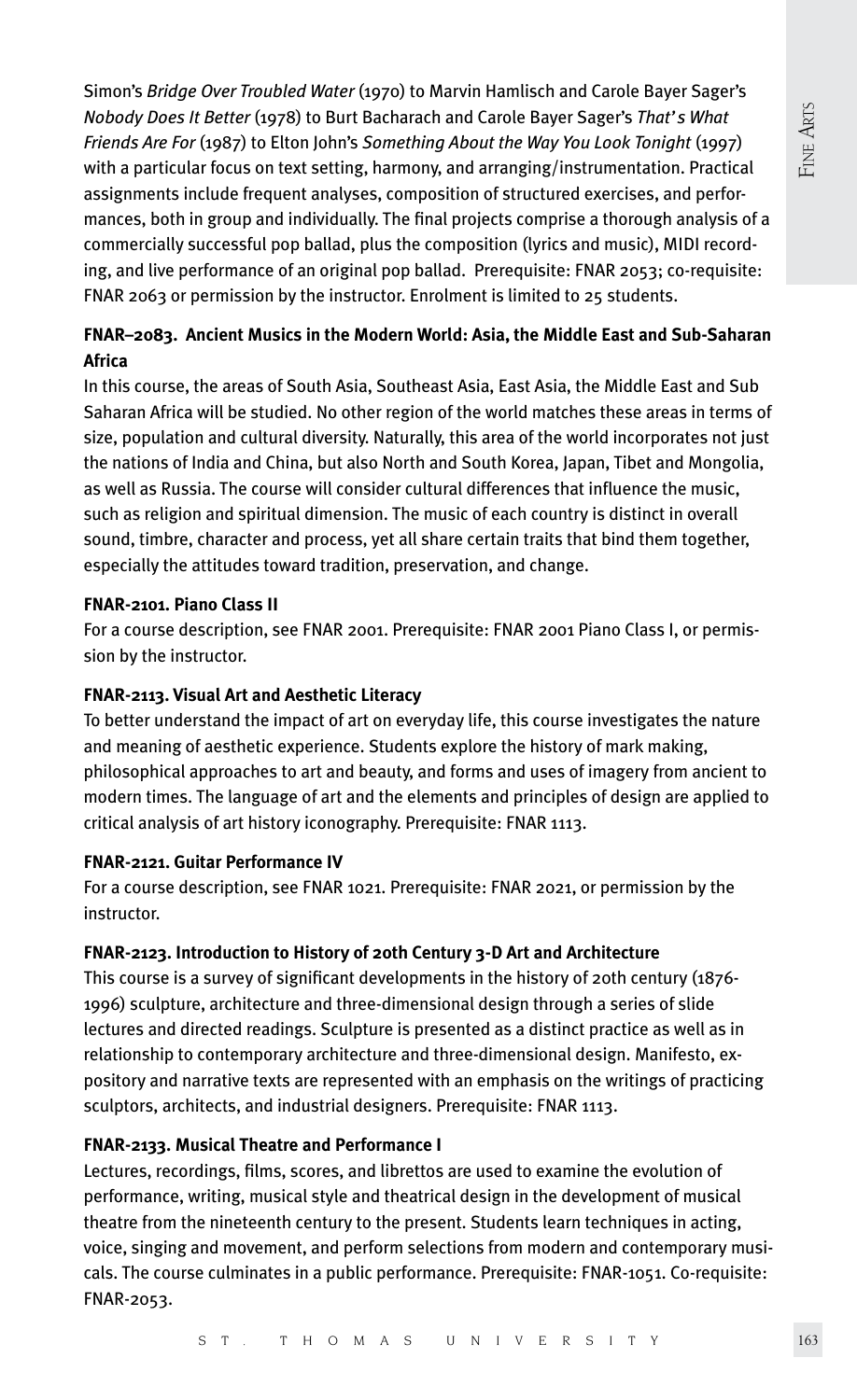Simon's *Bridge Over Troubled Water* (1970) to Marvin Hamlisch and Carole Bayer Sager's *Nobody Does It Better* (1978) to Burt Bacharach and Carole Bayer Sager's *That's What Friends Are For* (1987) to Elton John's *Something About the Way You Look Tonight* (1997) with a particular focus on text setting, harmony, and arranging/instrumentation. Practical assignments include frequent analyses, composition of structured exercises, and performances, both in group and individually. The final projects comprise a thorough analysis of a commercially successful pop ballad, plus the composition (lyrics and music), MIDI recording, and live performance of an original pop ballad. Prerequisite: FNAR 2053; co-requisite: FNAR 2063 or permission by the instructor. Enrolment is limited to 25 students.

**FNAR–2083. Ancient Musics in the Modern World: Asia, the Middle East and Sub-Saharan Africa**

In this course, the areas of South Asia, Southeast Asia, East Asia, the Middle East and Sub Saharan Africa will be studied. No other region of the world matches these areas in terms of size, population and cultural diversity. Naturally, this area of the world incorporates not just the nations of India and China, but also North and South Korea, Japan, Tibet and Mongolia, as well as Russia. The course will consider cultural differences that influence the music, such as religion and spiritual dimension. The music of each country is distinct in overall sound, timbre, character and process, yet all share certain traits that bind them together, especially the attitudes toward tradition, preservation, and change.

**FNAR-2101. Piano Class II**

For a course description, see FNAR 2001. Prerequisite: FNAR 2001 Piano Class I, or permission by the instructor.

**FNAR-2113. Visual Art and Aesthetic Literacy**

To better understand the impact of art on everyday life, this course investigates the nature and meaning of aesthetic experience. Students explore the history of mark making, philosophical approaches to art and beauty, and forms and uses of imagery from ancient to modern times. The language of art and the elements and principles of design are applied to critical analysis of art history iconography. Prerequisite: FNAR 1113.

**FNAR-2121. Guitar Performance IV**

For a course description, see FNAR 1021. Prerequisite: FNAR 2021, or permission by the instructor.

**FNAR-2123. Introduction to History of 20th Century 3-D Art and Architecture**

This course is a survey of significant developments in the history of 20th century (1876-1996) sculpture, architecture and three-dimensional design through a series of slide lectures and directed readings. Sculpture is presented as a distinct practice as well as in relationship to contemporary architecture and three-dimensional design. Manifesto, expository and narrative texts are represented with an emphasis on the writings of practicing sculptors, architects, and industrial designers. Prerequisite: FNAR 1113.

**FNAR-2133. Musical Theatre and Performance I**

Lectures, recordings, films, scores, and librettos are used to examine the evolution of performance, writing, musical style and theatrical design in the development of musical theatre from the nineteenth century to the present. Students learn techniques in acting, voice, singing and movement, and perform selections from modern and contemporary musicals. The course culminates in a public performance. Prerequisite: FNAR-1051. Co-requisite: FNAR-2053.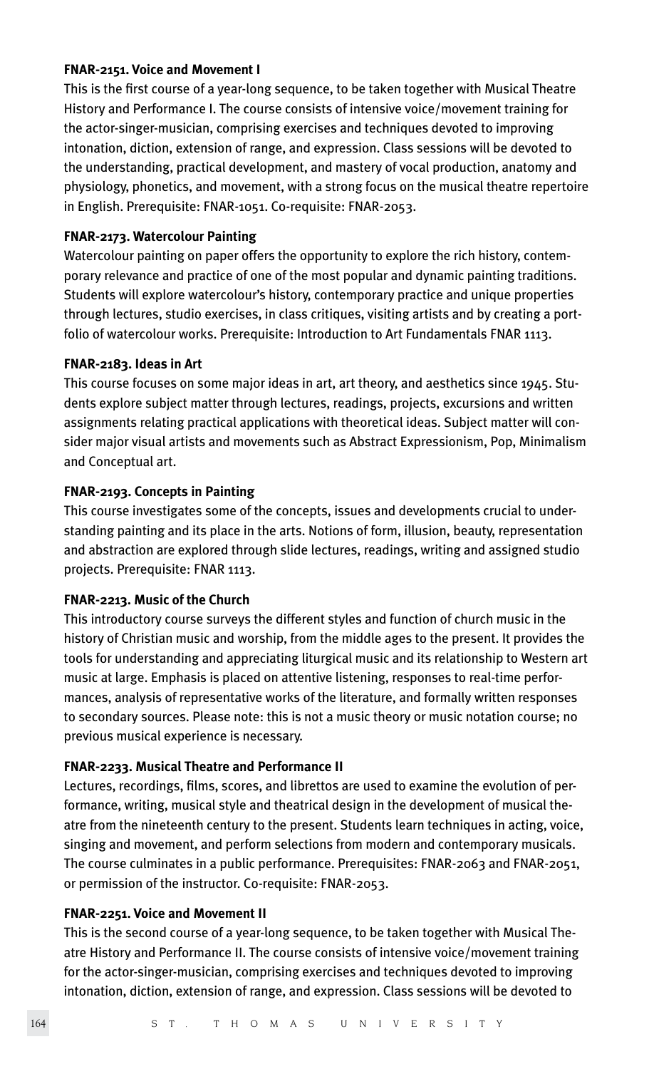**FNAR-2151. Voice and Movement I**

This is the first course of a year-long sequence, to be taken together with Musical Theatre History and Performance I. The course consists of intensive voice/movement training for the actor-singer-musician, comprising exercises and techniques devoted to improving intonation, diction, extension of range, and expression. Class sessions will be devoted to the understanding, practical development, and mastery of vocal production, anatomy and physiology, phonetics, and movement, with a strong focus on the musical theatre repertoire in English. Prerequisite: FNAR-1051. Co-requisite: FNAR-2053.

**FNAR-2173. Watercolour Painting**

Watercolour painting on paper offers the opportunity to explore the rich history, contemporary relevance and practice of one of the most popular and dynamic painting traditions. Students will explore watercolour's history, contemporary practice and unique properties through lectures, studio exercises, in class critiques, visiting artists and by creating a portfolio of watercolour works. Prerequisite: Introduction to Art Fundamentals FNAR 1113.

**FNAR-2183. Ideas in Art**

This course focuses on some major ideas in art, art theory, and aesthetics since 1945. Students explore subject matter through lectures, readings, projects, excursions and written assignments relating practical applications with theoretical ideas. Subject matter will consider major visual artists and movements such as Abstract Expressionism, Pop, Minimalism and Conceptual art.

**FNAR-2193. Concepts in Painting**

This course investigates some of the concepts, issues and developments crucial to understanding painting and its place in the arts. Notions of form, illusion, beauty, representation and abstraction are explored through slide lectures, readings, writing and assigned studio projects. Prerequisite: FNAR 1113.

**FNAR-2213. Music of the Church**

This introductory course surveys the different styles and function of church music in the history of Christian music and worship, from the middle ages to the present. It provides the tools for understanding and appreciating liturgical music and its relationship to Western art music at large. Emphasis is placed on attentive listening, responses to real-time performances, analysis of representative works of the literature, and formally written responses to secondary sources. Please note: this is not a music theory or music notation course; no previous musical experience is necessary.

**FNAR-2233. Musical Theatre and Performance II**

Lectures, recordings, films, scores, and librettos are used to examine the evolution of performance, writing, musical style and theatrical design in the development of musical theatre from the nineteenth century to the present. Students learn techniques in acting, voice, singing and movement, and perform selections from modern and contemporary musicals. The course culminates in a public performance. Prerequisites: FNAR-2063 and FNAR-2051, or permission of the instructor. Co-requisite: FNAR-2053.

**FNAR-2251. Voice and Movement II**

This is the second course of a year-long sequence, to be taken together with Musical Theatre History and Performance II. The course consists of intensive voice/movement training for the actor-singer-musician, comprising exercises and techniques devoted to improving intonation, diction, extension of range, and expression. Class sessions will be devoted to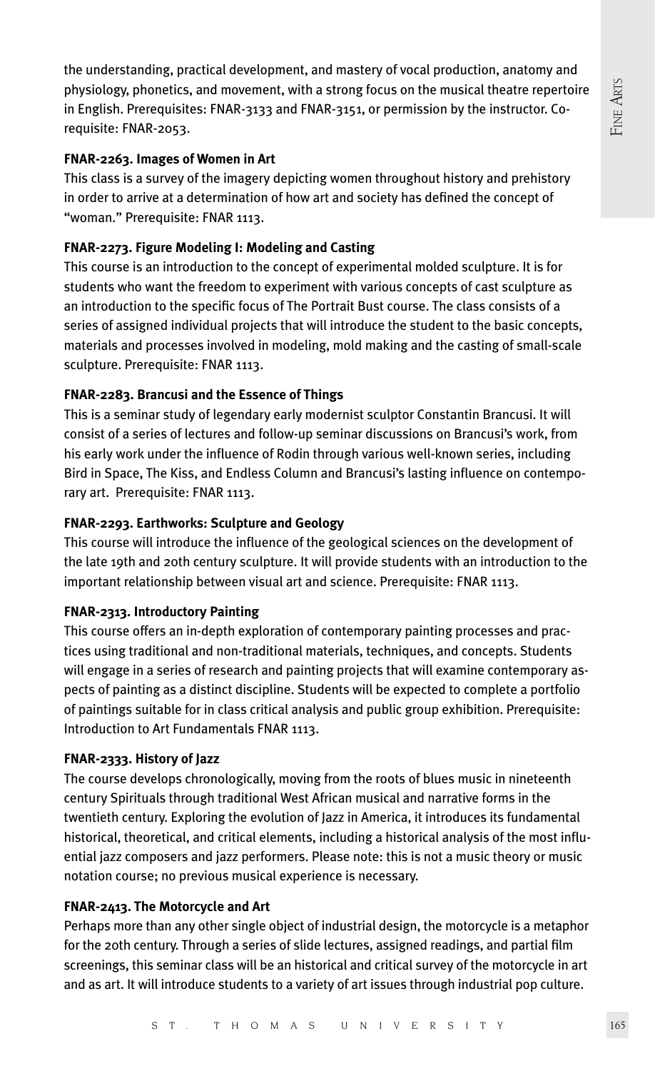the understanding, practical development, and mastery of vocal production, anatomy and physiology, phonetics, and movement, with a strong focus on the musical theatre repertoire in English. Prerequisites: FNAR-3133 and FNAR-3151, or permission by the instructor. Co-requisite: FNAR-2053.

**FNAR-2263. Images of Women in Art**

This class is a survey of the imagery depicting women throughout history and prehistory in order to arrive at a determination of how art and society has defined the concept of "woman." Prerequisite: FNAR 1113.

**FNAR-2273. Figure Modeling I: Modeling and Casting**

This course is an introduction to the concept of experimental molded sculpture. It is for students who want the freedom to experiment with various concepts of cast sculpture as an introduction to the specific focus of The Portrait Bust course. The class consists of a series of assigned individual projects that will introduce the student to the basic concepts, materials and processes involved in modeling, mold making and the casting of small-scale sculpture. Prerequisite: FNAR 1113.

**FNAR-2283. Brancusi and the Essence of Things**

This is a seminar study of legendary early modernist sculptor Constantin Brancusi. It will consist of a series of lectures and follow-up seminar discussions on Brancusi's work, from his early work under the influence of Rodin through various well-known series, including Bird in Space, The Kiss, and Endless Column and Brancusi's lasting influence on contemporary art. Prerequisite: FNAR 1113.

**FNAR-2293. Earthworks: Sculpture and Geology**

This course will introduce the influence of the geological sciences on the development of the late 19th and 20th century sculpture. It will provide students with an introduction to the important relationship between visual art and science. Prerequisite: FNAR 1113.

**FNAR-2313. Introductory Painting**

This course offers an in-depth exploration of contemporary painting processes and practices using traditional and non-traditional materials, techniques, and concepts. Students will engage in a series of research and painting projects that will examine contemporary aspects of painting as a distinct discipline. Students will be expected to complete a portfolio of paintings suitable for in class critical analysis and public group exhibition. Prerequisite: Introduction to Art Fundamentals FNAR 1113.

**FNAR-2333. History of Jazz**

The course develops chronologically, moving from the roots of blues music in nineteenth century Spirituals through traditional West African musical and narrative forms in the twentieth century. Exploring the evolution of Jazz in America, it introduces its fundamental historical, theoretical, and critical elements, including a historical analysis of the most influential jazz composers and jazz performers. Please note: this is not a music theory or music notation course; no previous musical experience is necessary.

**FNAR-2413. The Motorcycle and Art**

Perhaps more than any other single object of industrial design, the motorcycle is a metaphor for the 20th century. Through a series of slide lectures, assigned readings, and partial film screenings, this seminar class will be an historical and critical survey of the motorcycle in art and as art. It will introduce students to a variety of art issues through industrial pop culture.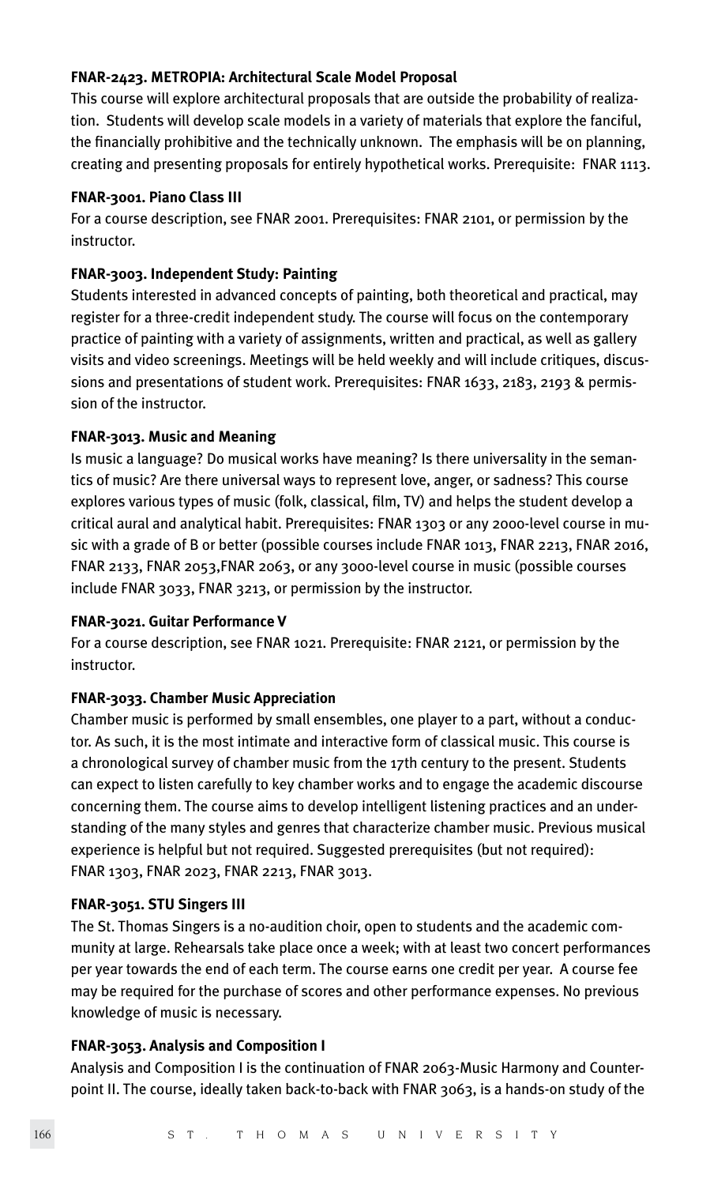**FNAR-2423. METROPIA: Architectural Scale Model Proposal**

This course will explore architectural proposals that are outside the probability of realization. Students will develop scale models in a variety of materials that explore the fanciful, the financially prohibitive and the technically unknown. The emphasis will be on planning, creating and presenting proposals for entirely hypothetical works. Prerequisite: FNAR 1113.

**FNAR-3001. Piano Class III**

For a course description, see FNAR 2001. Prerequisites: FNAR 2101, or permission by the instructor.

**FNAR-3003. Independent Study: Painting**

Students interested in advanced concepts of painting, both theoretical and practical, may register for a three-credit independent study. The course will focus on the contemporary practice of painting with a variety of assignments, written and practical, as well as gallery visits and video screenings. Meetings will be held weekly and will include critiques, discussions and presentations of student work. Prerequisites: FNAR 1633, 2183, 2193 & permission of the instructor.

**FNAR-3013. Music and Meaning**

Is music a language? Do musical works have meaning? Is there universality in the semantics of music? Are there universal ways to represent love, anger, or sadness? This course explores various types of music (folk, classical, film, TV) and helps the student develop a critical aural and analytical habit. Prerequisites: FNAR 1303 or any 2000-level course in music with a grade of B or better (possible courses include FNAR 1013, FNAR 2213, FNAR 2016, FNAR 2133, FNAR 2053,FNAR 2063, or any 3000-level course in music (possible courses include FNAR 3033, FNAR 3213, or permission by the instructor.

**FNAR-3021. Guitar Performance V**

For a course description, see FNAR 1021. Prerequisite: FNAR 2121, or permission by the instructor.

**FNAR-3033. Chamber Music Appreciation**

Chamber music is performed by small ensembles, one player to a part, without a conductor. As such, it is the most intimate and interactive form of classical music. This course is a chronological survey of chamber music from the 17th century to the present. Students can expect to listen carefully to key chamber works and to engage the academic discourse concerning them. The course aims to develop intelligent listening practices and an understanding of the many styles and genres that characterize chamber music. Previous musical experience is helpful but not required. Suggested prerequisites (but not required): FNAR 1303, FNAR 2023, FNAR 2213, FNAR 3013.

**FNAR-3051. STU Singers III**

The St. Thomas Singers is a no-audition choir, open to students and the academic community at large. Rehearsals take place once a week; with at least two concert performances per year towards the end of each term. The course earns one credit per year. A course fee may be required for the purchase of scores and other performance expenses. No previous knowledge of music is necessary.

**FNAR-3053. Analysis and Composition I**

Analysis and Composition I is the continuation of FNAR 2063-Music Harmony and Counterpoint II. The course, ideally taken back-to-back with FNAR 3063, is a hands-on study of the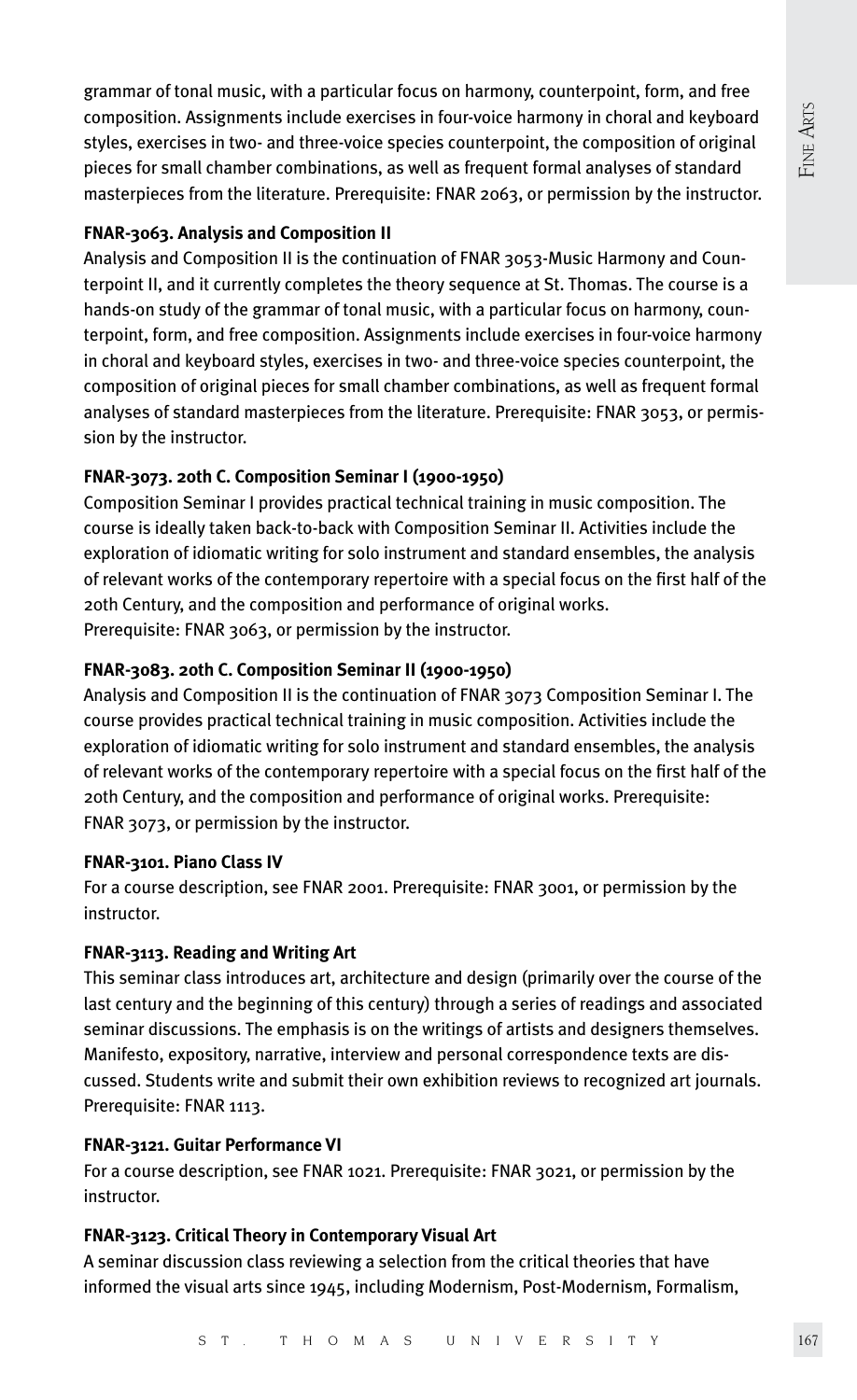grammar of tonal music, with a particular focus on harmony, counterpoint, form, and free composition. Assignments include exercises in four-voice harmony in choral and keyboard styles, exercises in two- and three-voice species counterpoint, the composition of original pieces for small chamber combinations, as well as frequent formal analyses of standard masterpieces from the literature. Prerequisite: FNAR 2063, or permission by the instructor.

**FNAR-3063. Analysis and Composition II**

Analysis and Composition II is the continuation of FNAR 3053-Music Harmony and Counterpoint II, and it currently completes the theory sequence at St. Thomas. The course is a hands-on study of the grammar of tonal music, with a particular focus on harmony, counterpoint, form, and free composition. Assignments include exercises in four-voice harmony in choral and keyboard styles, exercises in two- and three-voice species counterpoint, the composition of original pieces for small chamber combinations, as well as frequent formal analyses of standard masterpieces from the literature. Prerequisite: FNAR 3053, or permission by the instructor.

**FNAR-3073. 20th C. Composition Seminar I (1900-1950)**

Composition Seminar I provides practical technical training in music composition. The course is ideally taken back-to-back with Composition Seminar II. Activities include the exploration of idiomatic writing for solo instrument and standard ensembles, the analysis of relevant works of the contemporary repertoire with a special focus on the first half of the 20th Century, and the composition and performance of original works.
Prerequisite: FNAR 3063, or permission by the instructor.

**FNAR-3083. 20th C. Composition Seminar II (1900-1950)**

Analysis and Composition II is the continuation of FNAR 3073 Composition Seminar I. The course provides practical technical training in music composition. Activities include the exploration of idiomatic writing for solo instrument and standard ensembles, the analysis of relevant works of the contemporary repertoire with a special focus on the first half of the 20th Century, and the composition and performance of original works. Prerequisite: FNAR 3073, or permission by the instructor.

**FNAR-3101. Piano Class IV**

For a course description, see FNAR 2001. Prerequisite: FNAR 3001, or permission by the instructor.

**FNAR-3113. Reading and Writing Art**

This seminar class introduces art, architecture and design (primarily over the course of the last century and the beginning of this century) through a series of readings and associated seminar discussions. The emphasis is on the writings of artists and designers themselves. Manifesto, expository, narrative, interview and personal correspondence texts are discussed. Students write and submit their own exhibition reviews to recognized art journals. Prerequisite: FNAR 1113.

**FNAR-3121. Guitar Performance VI**

For a course description, see FNAR 1021. Prerequisite: FNAR 3021, or permission by the instructor.

**FNAR-3123. Critical Theory in Contemporary Visual Art**

A seminar discussion class reviewing a selection from the critical theories that have informed the visual arts since 1945, including Modernism, Post-Modernism, Formalism,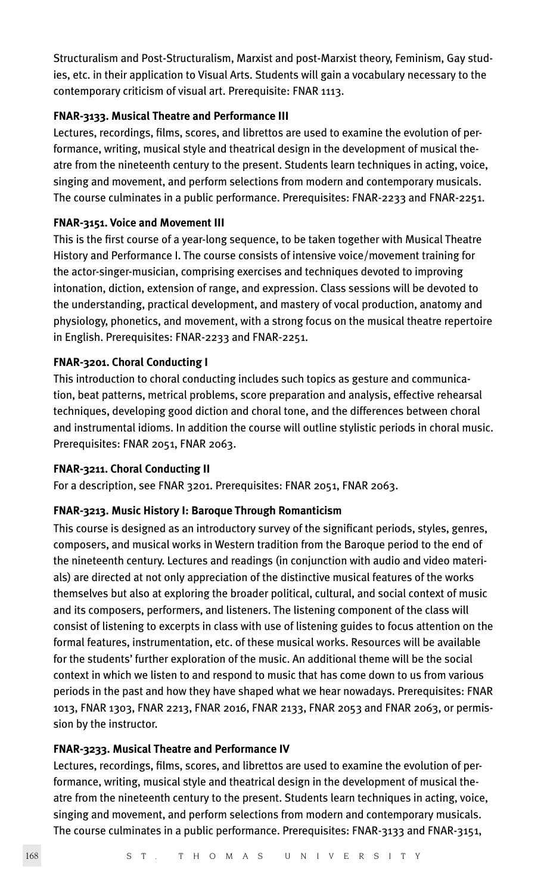Structuralism and Post-Structuralism, Marxist and post-Marxist theory, Feminism, Gay studies, etc. in their application to Visual Arts. Students will gain a vocabulary necessary to the contemporary criticism of visual art. Prerequisite: FNAR 1113.

**FNAR-3133. Musical Theatre and Performance III**

Lectures, recordings, films, scores, and librettos are used to examine the evolution of performance, writing, musical style and theatrical design in the development of musical theatre from the nineteenth century to the present. Students learn techniques in acting, voice, singing and movement, and perform selections from modern and contemporary musicals. The course culminates in a public performance. Prerequisites: FNAR-2233 and FNAR-2251.

**FNAR-3151. Voice and Movement III**

This is the first course of a year-long sequence, to be taken together with Musical Theatre History and Performance I. The course consists of intensive voice/movement training for the actor-singer-musician, comprising exercises and techniques devoted to improving intonation, diction, extension of range, and expression. Class sessions will be devoted to the understanding, practical development, and mastery of vocal production, anatomy and physiology, phonetics, and movement, with a strong focus on the musical theatre repertoire in English. Prerequisites: FNAR-2233 and FNAR-2251.

**FNAR-3201. Choral Conducting I**

This introduction to choral conducting includes such topics as gesture and communication, beat patterns, metrical problems, score preparation and analysis, effective rehearsal techniques, developing good diction and choral tone, and the differences between choral and instrumental idioms. In addition the course will outline stylistic periods in choral music. Prerequisites: FNAR 2051, FNAR 2063.

**FNAR-3211. Choral Conducting II**

For a description, see FNAR 3201. Prerequisites: FNAR 2051, FNAR 2063.

**FNAR-3213. Music History I: Baroque Through Romanticism**

This course is designed as an introductory survey of the significant periods, styles, genres, composers, and musical works in Western tradition from the Baroque period to the end of the nineteenth century. Lectures and readings (in conjunction with audio and video materials) are directed at not only appreciation of the distinctive musical features of the works themselves but also at exploring the broader political, cultural, and social context of music and its composers, performers, and listeners. The listening component of the class will consist of listening to excerpts in class with use of listening guides to focus attention on the formal features, instrumentation, etc. of these musical works. Resources will be available for the students' further exploration of the music. An additional theme will be the social context in which we listen to and respond to music that has come down to us from various periods in the past and how they have shaped what we hear nowadays. Prerequisites: FNAR 1013, FNAR 1303, FNAR 2213, FNAR 2016, FNAR 2133, FNAR 2053 and FNAR 2063, or permission by the instructor.

**FNAR-3233. Musical Theatre and Performance IV**

Lectures, recordings, films, scores, and librettos are used to examine the evolution of performance, writing, musical style and theatrical design in the development of musical theatre from the nineteenth century to the present. Students learn techniques in acting, voice, singing and movement, and perform selections from modern and contemporary musicals. The course culminates in a public performance. Prerequisites: FNAR-3133 and FNAR-3151,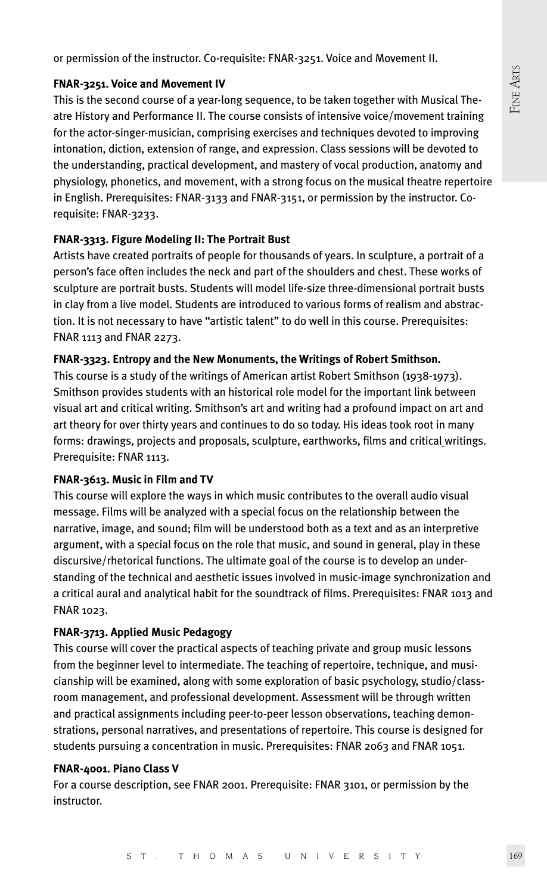or permission of the instructor. Co-requisite: FNAR-3251. Voice and Movement II.

**FNAR-3251. Voice and Movement IV**

This is the second course of a year-long sequence, to be taken together with Musical Theatre History and Performance II. The course consists of intensive voice/movement training for the actor-singer-musician, comprising exercises and techniques devoted to improving intonation, diction, extension of range, and expression. Class sessions will be devoted to the understanding, practical development, and mastery of vocal production, anatomy and physiology, phonetics, and movement, with a strong focus on the musical theatre repertoire in English. Prerequisites: FNAR-3133 and FNAR-3151, or permission by the instructor. Co-requisite: FNAR-3233.

**FNAR-3313. Figure Modeling II: The Portrait Bust**

Artists have created portraits of people for thousands of years. In sculpture, a portrait of a person's face often includes the neck and part of the shoulders and chest. These works of sculpture are portrait busts. Students will model life-size three-dimensional portrait busts in clay from a live model. Students are introduced to various forms of realism and abstraction. It is not necessary to have "artistic talent" to do well in this course. Prerequisites: FNAR 1113 and FNAR 2273.

**FNAR-3323. Entropy and the New Monuments, the Writings of Robert Smithson.**

This course is a study of the writings of American artist Robert Smithson (1938-1973). Smithson provides students with an historical role model for the important link between visual art and critical writing. Smithson's art and writing had a profound impact on art and art theory for over thirty years and continues to do so today. His ideas took root in many forms: drawings, projects and proposals, sculpture, earthworks, films and critical writings. Prerequisite: FNAR 1113.

**FNAR-3613. Music in Film and TV**

This course will explore the ways in which music contributes to the overall audio visual message. Films will be analyzed with a special focus on the relationship between the narrative, image, and sound; film will be understood both as a text and as an interpretive argument, with a special focus on the role that music, and sound in general, play in these discursive/rhetorical functions. The ultimate goal of the course is to develop an understanding of the technical and aesthetic issues involved in music-image synchronization and a critical aural and analytical habit for the soundtrack of films. Prerequisites: FNAR 1013 and FNAR 1023.

**FNAR-3713. Applied Music Pedagogy**

This course will cover the practical aspects of teaching private and group music lessons from the beginner level to intermediate. The teaching of repertoire, technique, and musicianship will be examined, along with some exploration of basic psychology, studio/classroom management, and professional development. Assessment will be through written and practical assignments including peer-to-peer lesson observations, teaching demonstrations, personal narratives, and presentations of repertoire. This course is designed for students pursuing a concentration in music. Prerequisites: FNAR 2063 and FNAR 1051.

**FNAR-4001. Piano Class V**

For a course description, see FNAR 2001. Prerequisite: FNAR 3101, or permission by the instructor.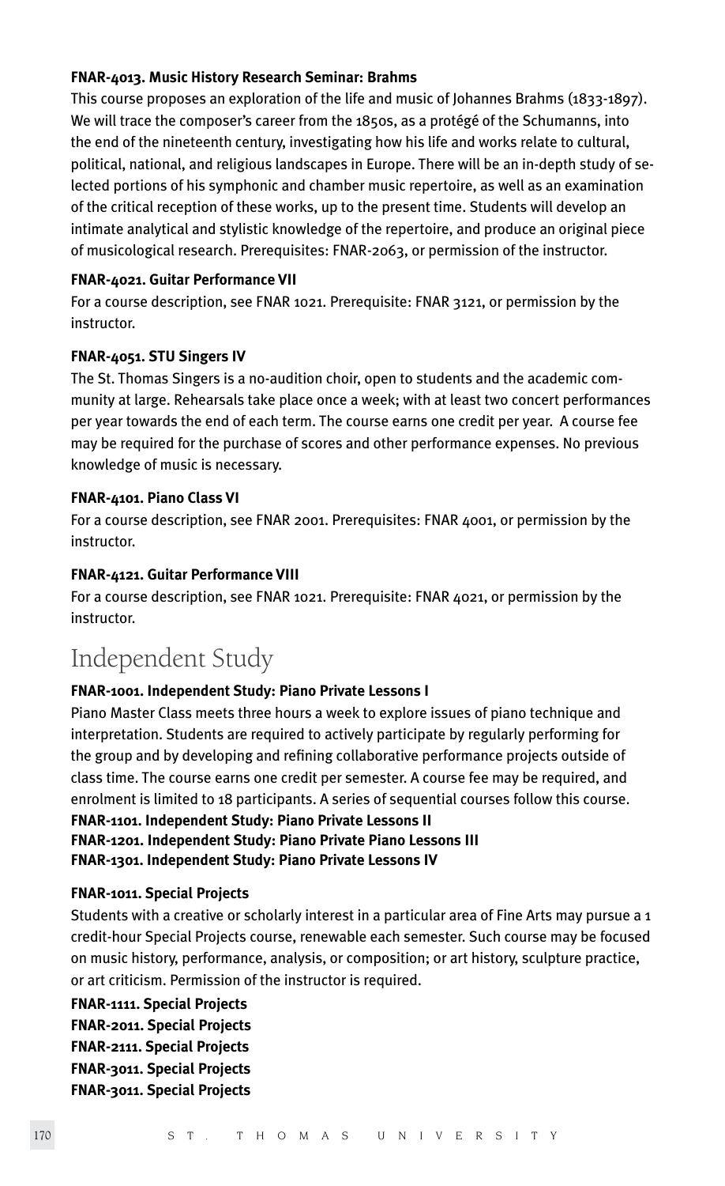**FNAR-4013. Music History Research Seminar: Brahms**

This course proposes an exploration of the life and music of Johannes Brahms (1833-1897). We will trace the composer's career from the 1850s, as a protégé of the Schumanns, into the end of the nineteenth century, investigating how his life and works relate to cultural, political, national, and religious landscapes in Europe. There will be an in-depth study of selected portions of his symphonic and chamber music repertoire, as well as an examination of the critical reception of these works, up to the present time. Students will develop an intimate analytical and stylistic knowledge of the repertoire, and produce an original piece of musicological research. Prerequisites: FNAR-2063, or permission of the instructor.

**FNAR-4021. Guitar Performance VII**

For a course description, see FNAR 1021. Prerequisite: FNAR 3121, or permission by the instructor.

**FNAR-4051. STU Singers IV**

The St. Thomas Singers is a no-audition choir, open to students and the academic community at large. Rehearsals take place once a week; with at least two concert performances per year towards the end of each term. The course earns one credit per year. A course fee may be required for the purchase of scores and other performance expenses. No previous knowledge of music is necessary.

**FNAR-4101. Piano Class VI**

For a course description, see FNAR 2001. Prerequisites: FNAR 4001, or permission by the instructor.

**FNAR-4121. Guitar Performance VIII**

For a course description, see FNAR 1021. Prerequisite: FNAR 4021, or permission by the instructor.

# Independent Study

**FNAR-1001. Independent Study: Piano Private Lessons I**

Piano Master Class meets three hours a week to explore issues of piano technique and interpretation. Students are required to actively participate by regularly performing for the group and by developing and refining collaborative performance projects outside of class time. The course earns one credit per semester. A course fee may be required, and enrolment is limited to 18 participants. A series of sequential courses follow this course.

**FNAR-1101. Independent Study: Piano Private Lessons II**
**FNAR-1201. Independent Study: Piano Private Piano Lessons III**
**FNAR-1301. Independent Study: Piano Private Lessons IV**

**FNAR-1011. Special Projects**

Students with a creative or scholarly interest in a particular area of Fine Arts may pursue a 1 credit-hour Special Projects course, renewable each semester. Such course may be focused on music history, performance, analysis, or composition; or art history, sculpture practice, or art criticism. Permission of the instructor is required.

**FNAR-1111. Special Projects**
**FNAR-2011. Special Projects**
**FNAR-2111. Special Projects**
**FNAR-3011. Special Projects**
**FNAR-3011. Special Projects**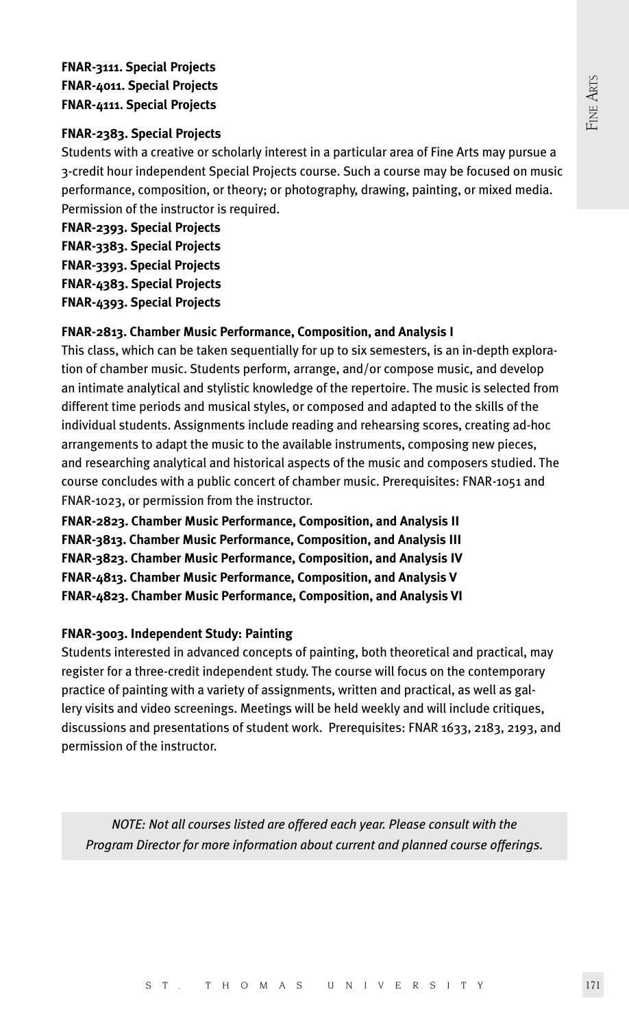**FNAR-3111. Special Projects**
**FNAR-4011. Special Projects**
**FNAR-4111. Special Projects**

**FNAR-2383. Special Projects**

Students with a creative or scholarly interest in a particular area of Fine Arts may pursue a 3-credit hour independent Special Projects course. Such a course may be focused on music performance, composition, or theory; or photography, drawing, painting, or mixed media. Permission of the instructor is required.

**FNAR-2393. Special Projects**
**FNAR-3383. Special Projects**
**FNAR-3393. Special Projects**
**FNAR-4383. Special Projects**
**FNAR-4393. Special Projects**

**FNAR-2813. Chamber Music Performance, Composition, and Analysis I**

This class, which can be taken sequentially for up to six semesters, is an in-depth exploration of chamber music. Students perform, arrange, and/or compose music, and develop an intimate analytical and stylistic knowledge of the repertoire. The music is selected from different time periods and musical styles, or composed and adapted to the skills of the individual students. Assignments include reading and rehearsing scores, creating ad-hoc arrangements to adapt the music to the available instruments, composing new pieces, and researching analytical and historical aspects of the music and composers studied. The course concludes with a public concert of chamber music. Prerequisites: FNAR-1051 and FNAR-1023, or permission from the instructor.

**FNAR-2823. Chamber Music Performance, Composition, and Analysis II**
**FNAR-3813. Chamber Music Performance, Composition, and Analysis III**
**FNAR-3823. Chamber Music Performance, Composition, and Analysis IV**
**FNAR-4813. Chamber Music Performance, Composition, and Analysis V**
**FNAR-4823. Chamber Music Performance, Composition, and Analysis VI**

**FNAR-3003. Independent Study: Painting**

Students interested in advanced concepts of painting, both theoretical and practical, may register for a three-credit independent study. The course will focus on the contemporary practice of painting with a variety of assignments, written and practical, as well as gallery visits and video screenings. Meetings will be held weekly and will include critiques, discussions and presentations of student work. Prerequisites: FNAR 1633, 2183, 2193, and permission of the instructor.

*NOTE: Not all courses listed are offered each year. Please consult with the Program Director for more information about current and planned course offerings.*